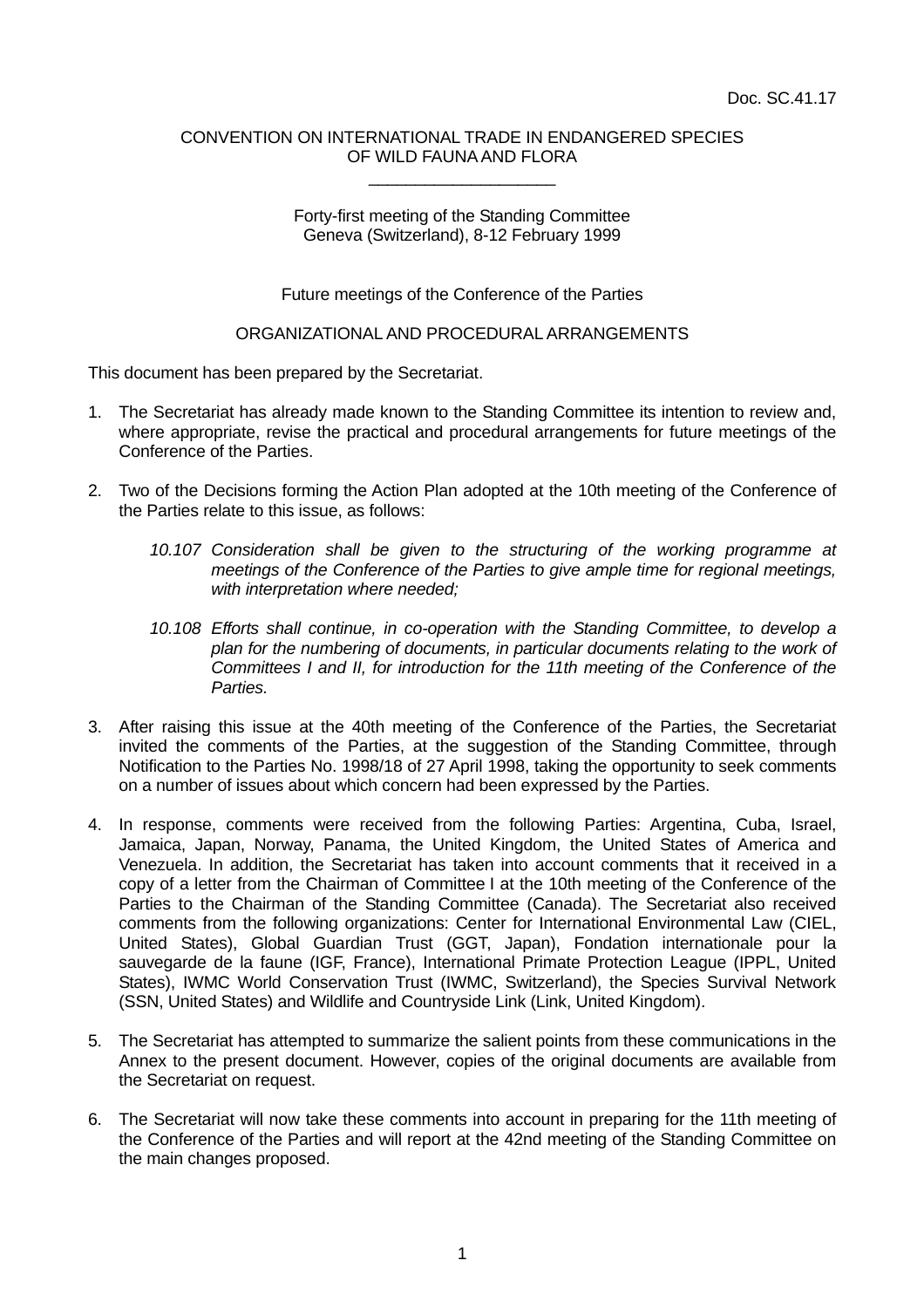Doc. SC.41.17

CONVENTION ON INTERNATIONAL TRADE IN ENDANGERED SPECIES
OF WILD FAUNA AND FLORA

\_\_\_\_\_\_\_\_\_\_\_\_\_\_\_\_\_\_\_\_

Forty-first meeting of the Standing Committee
Geneva (Switzerland), 8-12 February 1999

Future meetings of the Conference of the Parties

ORGANIZATIONAL AND PROCEDURAL ARRANGEMENTS

This document has been prepared by the Secretariat.

1. The Secretariat has already made known to the Standing Committee its intention to review and, where appropriate, revise the practical and procedural arrangements for future meetings of the Conference of the Parties.

2. Two of the Decisions forming the Action Plan adopted at the 10th meeting of the Conference of the Parties relate to this issue, as follows:

   *10.107 Consideration shall be given to the structuring of the working programme at meetings of the Conference of the Parties to give ample time for regional meetings, with interpretation where needed;*

   *10.108 Efforts shall continue, in co-operation with the Standing Committee, to develop a plan for the numbering of documents, in particular documents relating to the work of Committees I and II, for introduction for the 11th meeting of the Conference of the Parties.*

3. After raising this issue at the 40th meeting of the Conference of the Parties, the Secretariat invited the comments of the Parties, at the suggestion of the Standing Committee, through Notification to the Parties No. 1998/18 of 27 April 1998, taking the opportunity to seek comments on a number of issues about which concern had been expressed by the Parties.

4. In response, comments were received from the following Parties: Argentina, Cuba, Israel, Jamaica, Japan, Norway, Panama, the United Kingdom, the United States of America and Venezuela. In addition, the Secretariat has taken into account comments that it received in a copy of a letter from the Chairman of Committee I at the 10th meeting of the Conference of the Parties to the Chairman of the Standing Committee (Canada). The Secretariat also received comments from the following organizations: Center for International Environmental Law (CIEL, United States), Global Guardian Trust (GGT, Japan), Fondation internationale pour la sauvegarde de la faune (IGF, France), International Primate Protection League (IPPL, United States), IWMC World Conservation Trust (IWMC, Switzerland), the Species Survival Network (SSN, United States) and Wildlife and Countryside Link (Link, United Kingdom).

5. The Secretariat has attempted to summarize the salient points from these communications in the Annex to the present document. However, copies of the original documents are available from the Secretariat on request.

6. The Secretariat will now take these comments into account in preparing for the 11th meeting of the Conference of the Parties and will report at the 42nd meeting of the Standing Committee on the main changes proposed.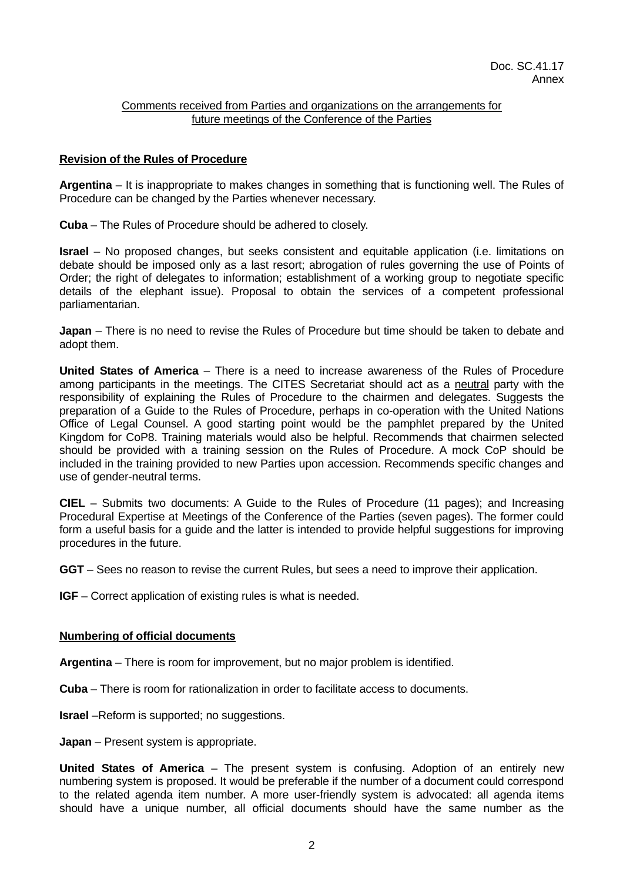Doc. SC.41.17
Annex

Comments received from Parties and organizations on the arrangements for future meetings of the Conference of the Parties

**Revision of the Rules of Procedure**

**Argentina** – It is inappropriate to makes changes in something that is functioning well. The Rules of Procedure can be changed by the Parties whenever necessary.

**Cuba** – The Rules of Procedure should be adhered to closely.

**Israel** – No proposed changes, but seeks consistent and equitable application (i.e. limitations on debate should be imposed only as a last resort; abrogation of rules governing the use of Points of Order; the right of delegates to information; establishment of a working group to negotiate specific details of the elephant issue). Proposal to obtain the services of a competent professional parliamentarian.

**Japan** – There is no need to revise the Rules of Procedure but time should be taken to debate and adopt them.

**United States of America** – There is a need to increase awareness of the Rules of Procedure among participants in the meetings. The CITES Secretariat should act as a neutral party with the responsibility of explaining the Rules of Procedure to the chairmen and delegates. Suggests the preparation of a Guide to the Rules of Procedure, perhaps in co-operation with the United Nations Office of Legal Counsel. A good starting point would be the pamphlet prepared by the United Kingdom for CoP8. Training materials would also be helpful. Recommends that chairmen selected should be provided with a training session on the Rules of Procedure. A mock CoP should be included in the training provided to new Parties upon accession. Recommends specific changes and use of gender-neutral terms.

**CIEL** – Submits two documents: A Guide to the Rules of Procedure (11 pages); and Increasing Procedural Expertise at Meetings of the Conference of the Parties (seven pages). The former could form a useful basis for a guide and the latter is intended to provide helpful suggestions for improving procedures in the future.

**GGT** – Sees no reason to revise the current Rules, but sees a need to improve their application.

**IGF** – Correct application of existing rules is what is needed.

**Numbering of official documents**

**Argentina** – There is room for improvement, but no major problem is identified.

**Cuba** – There is room for rationalization in order to facilitate access to documents.

**Israel** –Reform is supported; no suggestions.

**Japan** – Present system is appropriate.

**United States of America** – The present system is confusing. Adoption of an entirely new numbering system is proposed. It would be preferable if the number of a document could correspond to the related agenda item number. A more user-friendly system is advocated: all agenda items should have a unique number, all official documents should have the same number as the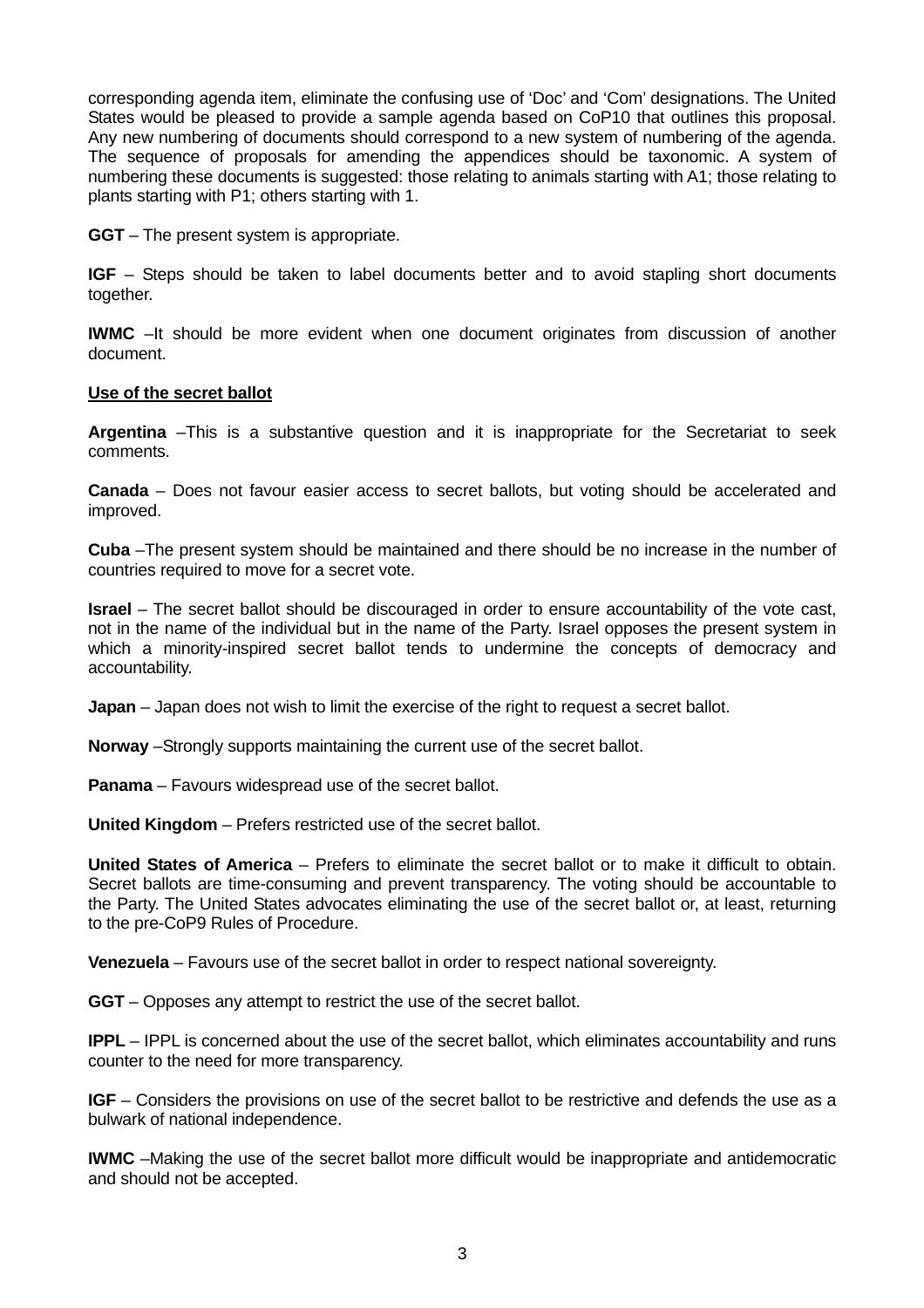corresponding agenda item, eliminate the confusing use of 'Doc' and 'Com' designations. The United States would be pleased to provide a sample agenda based on CoP10 that outlines this proposal. Any new numbering of documents should correspond to a new system of numbering of the agenda. The sequence of proposals for amending the appendices should be taxonomic. A system of numbering these documents is suggested: those relating to animals starting with A1; those relating to plants starting with P1; others starting with 1.

**GGT** – The present system is appropriate.

**IGF** – Steps should be taken to label documents better and to avoid stapling short documents together.

**IWMC** –It should be more evident when one document originates from discussion of another document.

<u>**Use of the secret ballot**</u>

**Argentina** –This is a substantive question and it is inappropriate for the Secretariat to seek comments.

**Canada** – Does not favour easier access to secret ballots, but voting should be accelerated and improved.

**Cuba** –The present system should be maintained and there should be no increase in the number of countries required to move for a secret vote.

**Israel** – The secret ballot should be discouraged in order to ensure accountability of the vote cast, not in the name of the individual but in the name of the Party. Israel opposes the present system in which a minority-inspired secret ballot tends to undermine the concepts of democracy and accountability.

**Japan** – Japan does not wish to limit the exercise of the right to request a secret ballot.

**Norway** –Strongly supports maintaining the current use of the secret ballot.

**Panama** – Favours widespread use of the secret ballot.

**United Kingdom** – Prefers restricted use of the secret ballot.

**United States of America** – Prefers to eliminate the secret ballot or to make it difficult to obtain. Secret ballots are time-consuming and prevent transparency. The voting should be accountable to the Party. The United States advocates eliminating the use of the secret ballot or, at least, returning to the pre-CoP9 Rules of Procedure.

**Venezuela** – Favours use of the secret ballot in order to respect national sovereignty.

**GGT** – Opposes any attempt to restrict the use of the secret ballot.

**IPPL** – IPPL is concerned about the use of the secret ballot, which eliminates accountability and runs counter to the need for more transparency.

**IGF** – Considers the provisions on use of the secret ballot to be restrictive and defends the use as a bulwark of national independence.

**IWMC** –Making the use of the secret ballot more difficult would be inappropriate and antidemocratic and should not be accepted.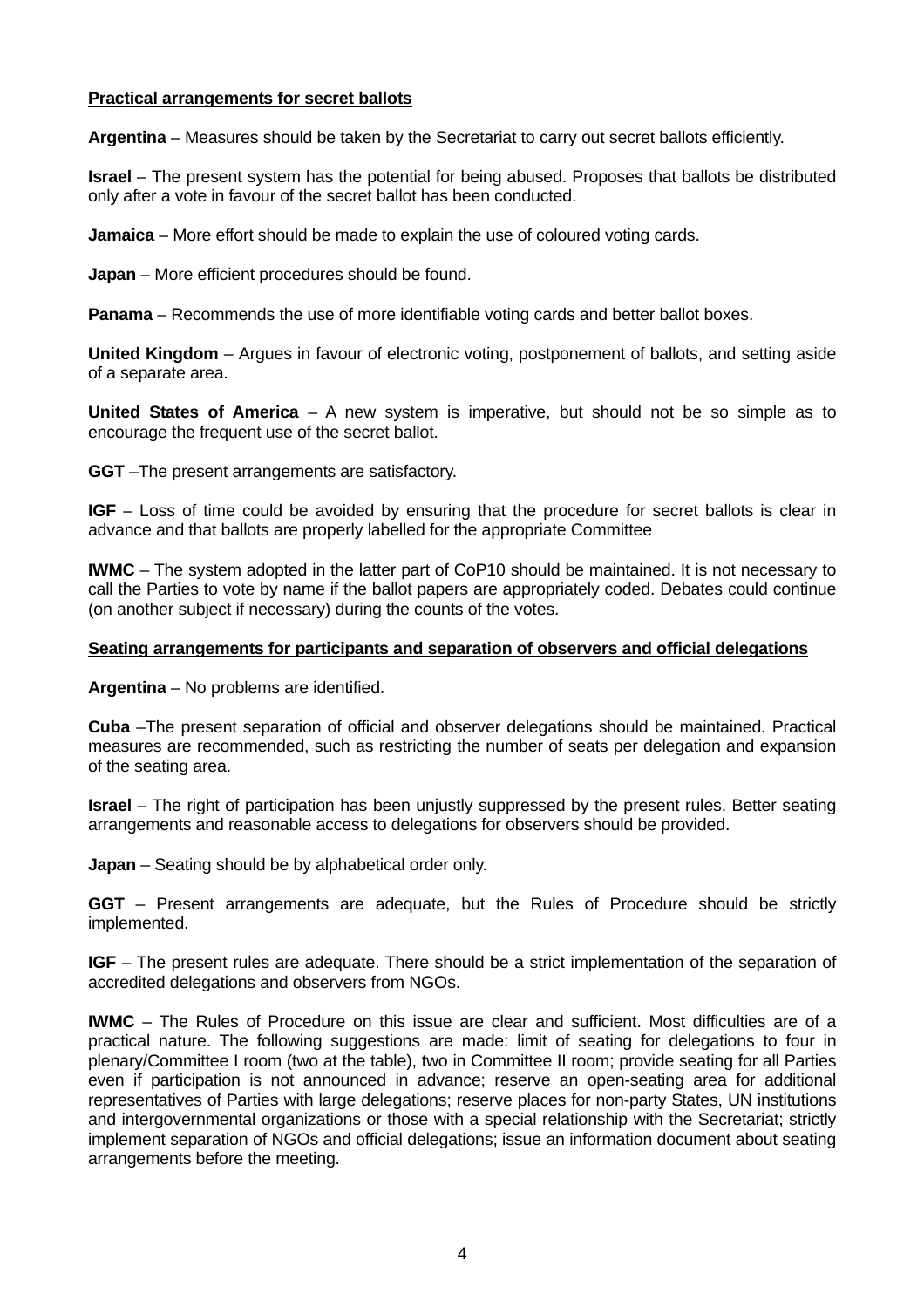**Practical arrangements for secret ballots**

**Argentina** – Measures should be taken by the Secretariat to carry out secret ballots efficiently.

**Israel** – The present system has the potential for being abused. Proposes that ballots be distributed only after a vote in favour of the secret ballot has been conducted.

**Jamaica** – More effort should be made to explain the use of coloured voting cards.

**Japan** – More efficient procedures should be found.

**Panama** – Recommends the use of more identifiable voting cards and better ballot boxes.

**United Kingdom** – Argues in favour of electronic voting, postponement of ballots, and setting aside of a separate area.

**United States of America** – A new system is imperative, but should not be so simple as to encourage the frequent use of the secret ballot.

**GGT** –The present arrangements are satisfactory.

**IGF** – Loss of time could be avoided by ensuring that the procedure for secret ballots is clear in advance and that ballots are properly labelled for the appropriate Committee

**IWMC** – The system adopted in the latter part of CoP10 should be maintained. It is not necessary to call the Parties to vote by name if the ballot papers are appropriately coded. Debates could continue (on another subject if necessary) during the counts of the votes.

**Seating arrangements for participants and separation of observers and official delegations**

**Argentina** – No problems are identified.

**Cuba** –The present separation of official and observer delegations should be maintained. Practical measures are recommended, such as restricting the number of seats per delegation and expansion of the seating area.

**Israel** – The right of participation has been unjustly suppressed by the present rules. Better seating arrangements and reasonable access to delegations for observers should be provided.

**Japan** – Seating should be by alphabetical order only.

**GGT** – Present arrangements are adequate, but the Rules of Procedure should be strictly implemented.

**IGF** – The present rules are adequate. There should be a strict implementation of the separation of accredited delegations and observers from NGOs.

**IWMC** – The Rules of Procedure on this issue are clear and sufficient. Most difficulties are of a practical nature. The following suggestions are made: limit of seating for delegations to four in plenary/Committee I room (two at the table), two in Committee II room; provide seating for all Parties even if participation is not announced in advance; reserve an open-seating area for additional representatives of Parties with large delegations; reserve places for non-party States, UN institutions and intergovernmental organizations or those with a special relationship with the Secretariat; strictly implement separation of NGOs and official delegations; issue an information document about seating arrangements before the meeting.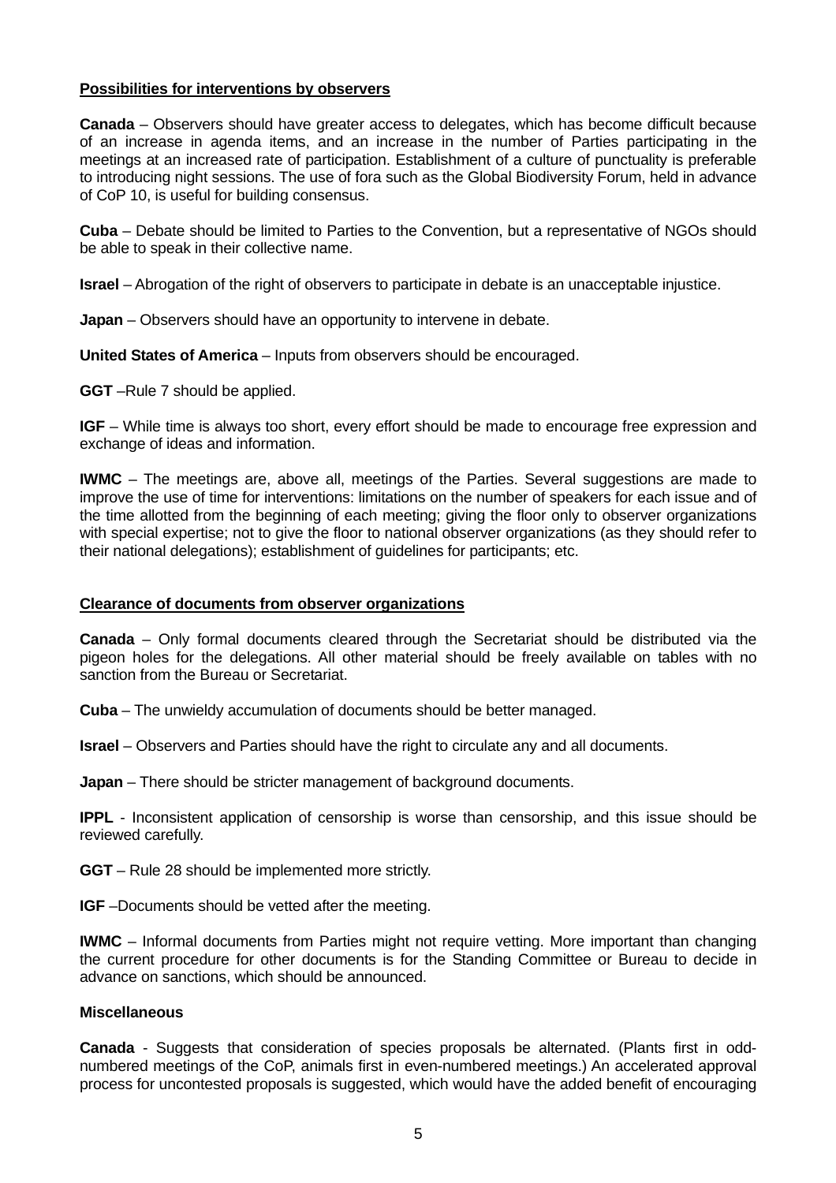**Possibilities for interventions by observers**

**Canada** – Observers should have greater access to delegates, which has become difficult because of an increase in agenda items, and an increase in the number of Parties participating in the meetings at an increased rate of participation. Establishment of a culture of punctuality is preferable to introducing night sessions. The use of fora such as the Global Biodiversity Forum, held in advance of CoP 10, is useful for building consensus.

**Cuba** – Debate should be limited to Parties to the Convention, but a representative of NGOs should be able to speak in their collective name.

**Israel** – Abrogation of the right of observers to participate in debate is an unacceptable injustice.

**Japan** – Observers should have an opportunity to intervene in debate.

**United States of America** – Inputs from observers should be encouraged.

**GGT** –Rule 7 should be applied.

**IGF** – While time is always too short, every effort should be made to encourage free expression and exchange of ideas and information.

**IWMC** – The meetings are, above all, meetings of the Parties. Several suggestions are made to improve the use of time for interventions: limitations on the number of speakers for each issue and of the time allotted from the beginning of each meeting; giving the floor only to observer organizations with special expertise; not to give the floor to national observer organizations (as they should refer to their national delegations); establishment of guidelines for participants; etc.

**Clearance of documents from observer organizations**

**Canada** – Only formal documents cleared through the Secretariat should be distributed via the pigeon holes for the delegations. All other material should be freely available on tables with no sanction from the Bureau or Secretariat.

**Cuba** – The unwieldy accumulation of documents should be better managed.

**Israel** – Observers and Parties should have the right to circulate any and all documents.

**Japan** – There should be stricter management of background documents.

**IPPL** - Inconsistent application of censorship is worse than censorship, and this issue should be reviewed carefully.

**GGT** – Rule 28 should be implemented more strictly.

**IGF** –Documents should be vetted after the meeting.

**IWMC** – Informal documents from Parties might not require vetting. More important than changing the current procedure for other documents is for the Standing Committee or Bureau to decide in advance on sanctions, which should be announced.

**Miscellaneous**

**Canada** - Suggests that consideration of species proposals be alternated. (Plants first in odd-numbered meetings of the CoP, animals first in even-numbered meetings.) An accelerated approval process for uncontested proposals is suggested, which would have the added benefit of encouraging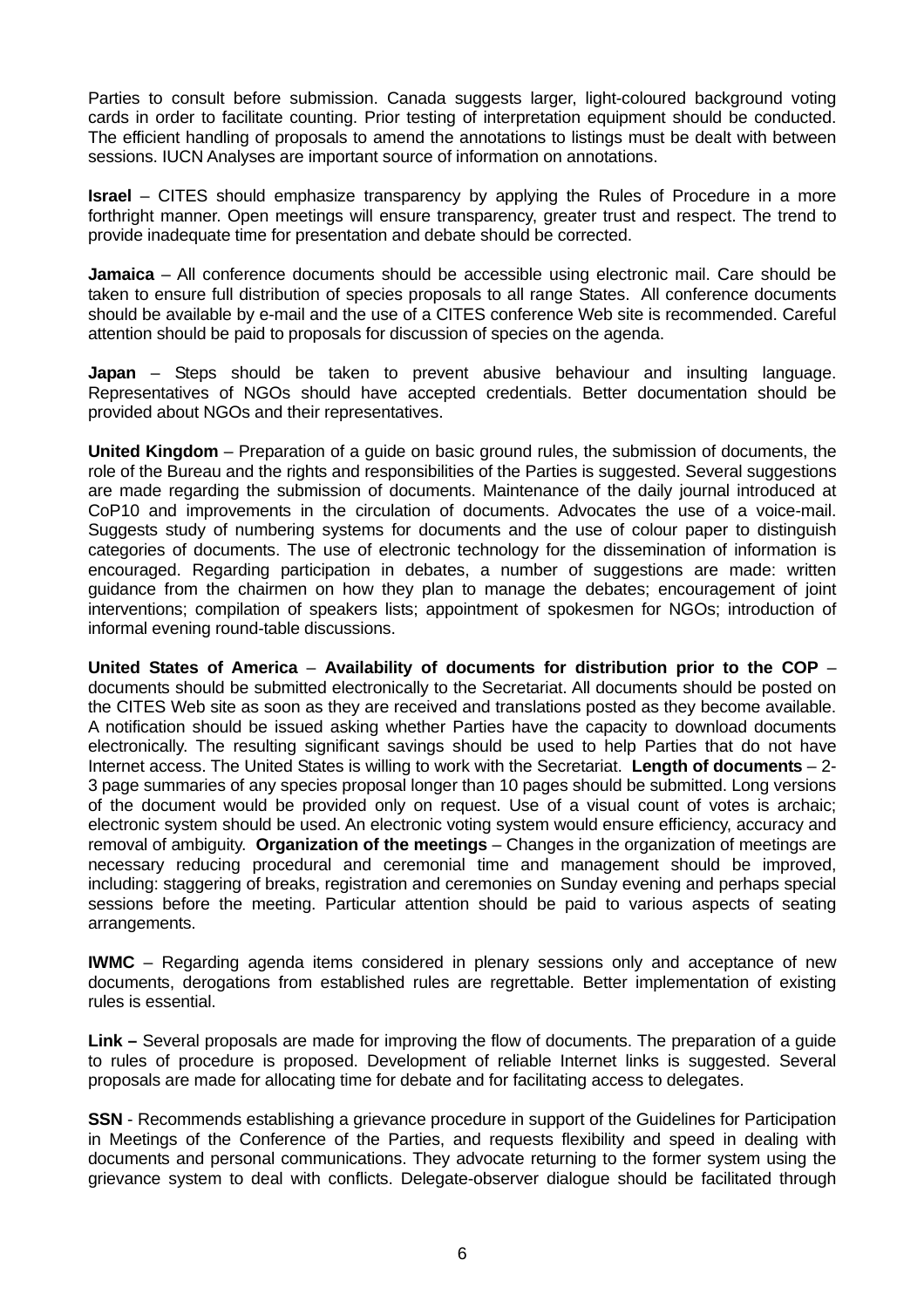Parties to consult before submission. Canada suggests larger, light-coloured background voting cards in order to facilitate counting. Prior testing of interpretation equipment should be conducted. The efficient handling of proposals to amend the annotations to listings must be dealt with between sessions. IUCN Analyses are important source of information on annotations.

**Israel** – CITES should emphasize transparency by applying the Rules of Procedure in a more forthright manner. Open meetings will ensure transparency, greater trust and respect. The trend to provide inadequate time for presentation and debate should be corrected.

**Jamaica** – All conference documents should be accessible using electronic mail. Care should be taken to ensure full distribution of species proposals to all range States. All conference documents should be available by e-mail and the use of a CITES conference Web site is recommended. Careful attention should be paid to proposals for discussion of species on the agenda.

**Japan** – Steps should be taken to prevent abusive behaviour and insulting language. Representatives of NGOs should have accepted credentials. Better documentation should be provided about NGOs and their representatives.

**United Kingdom** – Preparation of a guide on basic ground rules, the submission of documents, the role of the Bureau and the rights and responsibilities of the Parties is suggested. Several suggestions are made regarding the submission of documents. Maintenance of the daily journal introduced at CoP10 and improvements in the circulation of documents. Advocates the use of a voice-mail. Suggests study of numbering systems for documents and the use of colour paper to distinguish categories of documents. The use of electronic technology for the dissemination of information is encouraged. Regarding participation in debates, a number of suggestions are made: written guidance from the chairmen on how they plan to manage the debates; encouragement of joint interventions; compilation of speakers lists; appointment of spokesmen for NGOs; introduction of informal evening round-table discussions.

**United States of America** – **Availability of documents for distribution prior to the COP** – documents should be submitted electronically to the Secretariat. All documents should be posted on the CITES Web site as soon as they are received and translations posted as they become available. A notification should be issued asking whether Parties have the capacity to download documents electronically. The resulting significant savings should be used to help Parties that do not have Internet access. The United States is willing to work with the Secretariat. **Length of documents** – 2-3 page summaries of any species proposal longer than 10 pages should be submitted. Long versions of the document would be provided only on request. Use of a visual count of votes is archaic; electronic system should be used. An electronic voting system would ensure efficiency, accuracy and removal of ambiguity. **Organization of the meetings** – Changes in the organization of meetings are necessary reducing procedural and ceremonial time and management should be improved, including: staggering of breaks, registration and ceremonies on Sunday evening and perhaps special sessions before the meeting. Particular attention should be paid to various aspects of seating arrangements.

**IWMC** – Regarding agenda items considered in plenary sessions only and acceptance of new documents, derogations from established rules are regrettable. Better implementation of existing rules is essential.

**Link –** Several proposals are made for improving the flow of documents. The preparation of a guide to rules of procedure is proposed. Development of reliable Internet links is suggested. Several proposals are made for allocating time for debate and for facilitating access to delegates.

**SSN** - Recommends establishing a grievance procedure in support of the Guidelines for Participation in Meetings of the Conference of the Parties, and requests flexibility and speed in dealing with documents and personal communications. They advocate returning to the former system using the grievance system to deal with conflicts. Delegate-observer dialogue should be facilitated through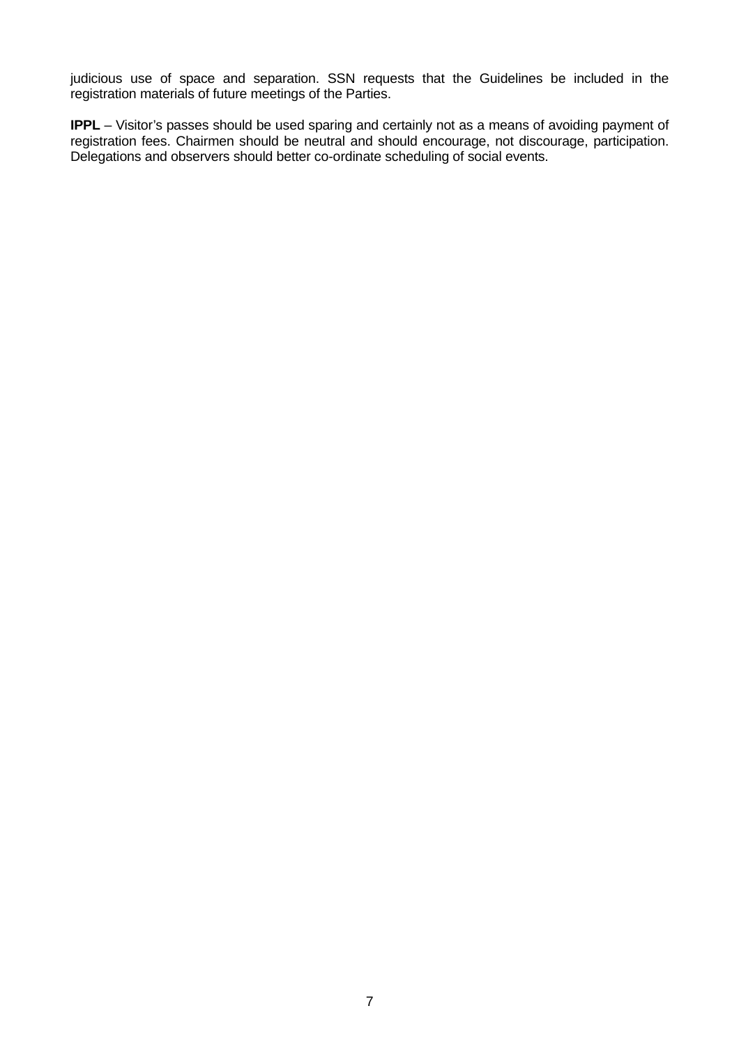judicious use of space and separation. SSN requests that the Guidelines be included in the registration materials of future meetings of the Parties.

**IPPL** – Visitor's passes should be used sparing and certainly not as a means of avoiding payment of registration fees. Chairmen should be neutral and should encourage, not discourage, participation. Delegations and observers should better co-ordinate scheduling of social events.